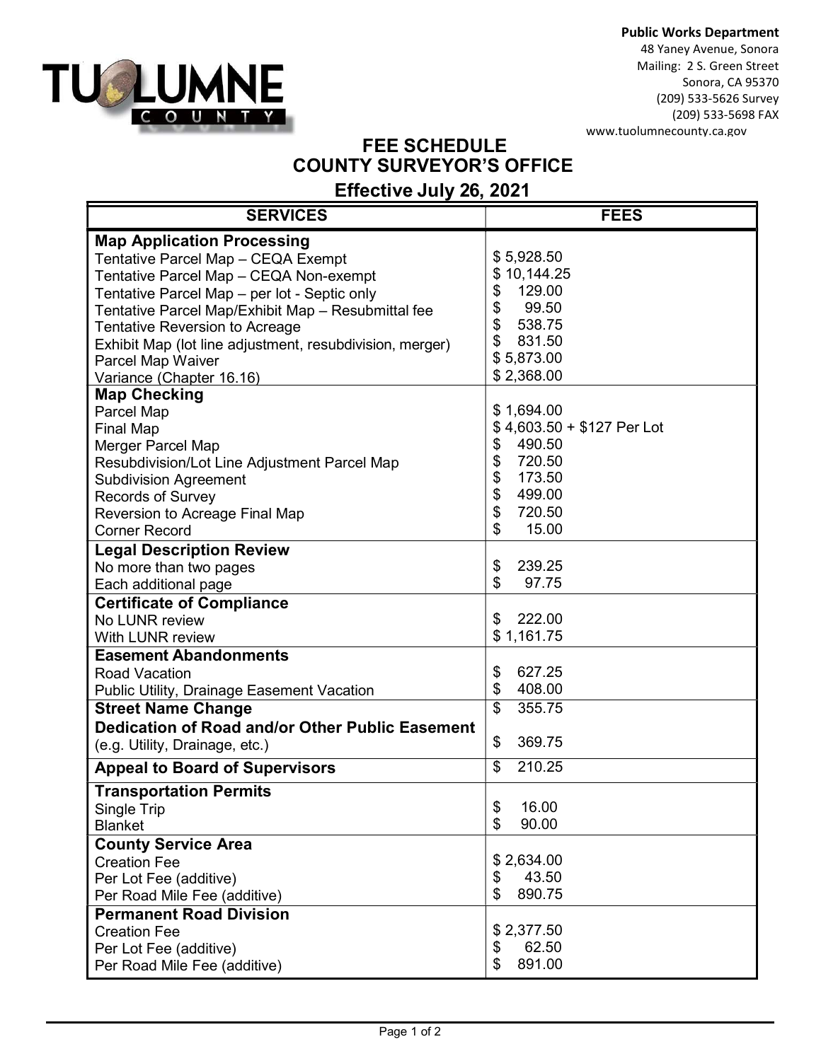**Public Works Department**
48 Yaney Avenue, Sonora
Mailing: 2 S. Green Street
Sonora, CA 95370
(209) 533-5626 Survey
(209) 533-5698 FAX
www.tuolumnecounty.ca.gov

# FEE SCHEDULE
# COUNTY SURVEYOR'S OFFICE
## Effective July 26, 2021

| SERVICES | FEES |
|---|---|
| **Map Application Processing** | |
| Tentative Parcel Map – CEQA Exempt | $ 5,928.50 |
| Tentative Parcel Map – CEQA Non-exempt | $ 10,144.25 |
| Tentative Parcel Map – per lot - Septic only | $ 129.00 |
| Tentative Parcel Map/Exhibit Map – Resubmittal fee | $ 99.50 |
| Tentative Reversion to Acreage | $ 538.75 |
| Exhibit Map (lot line adjustment, resubdivision, merger) | $ 831.50 |
| Parcel Map Waiver | $ 5,873.00 |
| Variance (Chapter 16.16) | $ 2,368.00 |
| **Map Checking** | |
| Parcel Map | $ 1,694.00 |
| Final Map | $ 4,603.50 + $127 Per Lot |
| Merger Parcel Map | $ 490.50 |
| Resubdivision/Lot Line Adjustment Parcel Map | $ 720.50 |
| Subdivision Agreement | $ 173.50 |
| Records of Survey | $ 499.00 |
| Reversion to Acreage Final Map | $ 720.50 |
| Corner Record | $ 15.00 |
| **Legal Description Review** | |
| No more than two pages | $ 239.25 |
| Each additional page | $ 97.75 |
| **Certificate of Compliance** | |
| No LUNR review | $ 222.00 |
| With LUNR review | $ 1,161.75 |
| **Easement Abandonments** | |
| Road Vacation | $ 627.25 |
| Public Utility, Drainage Easement Vacation | $ 408.00 |
| **Street Name Change** | $ 355.75 |
| **Dedication of Road and/or Other Public Easement** (e.g. Utility, Drainage, etc.) | $ 369.75 |
| **Appeal to Board of Supervisors** | $ 210.25 |
| **Transportation Permits** | |
| Single Trip | $ 16.00 |
| Blanket | $ 90.00 |
| **County Service Area** | |
| Creation Fee | $ 2,634.00 |
| Per Lot Fee (additive) | $ 43.50 |
| Per Road Mile Fee (additive) | $ 890.75 |
| **Permanent Road Division** | |
| Creation Fee | $ 2,377.50 |
| Per Lot Fee (additive) | $ 62.50 |
| Per Road Mile Fee (additive) | $ 891.00 |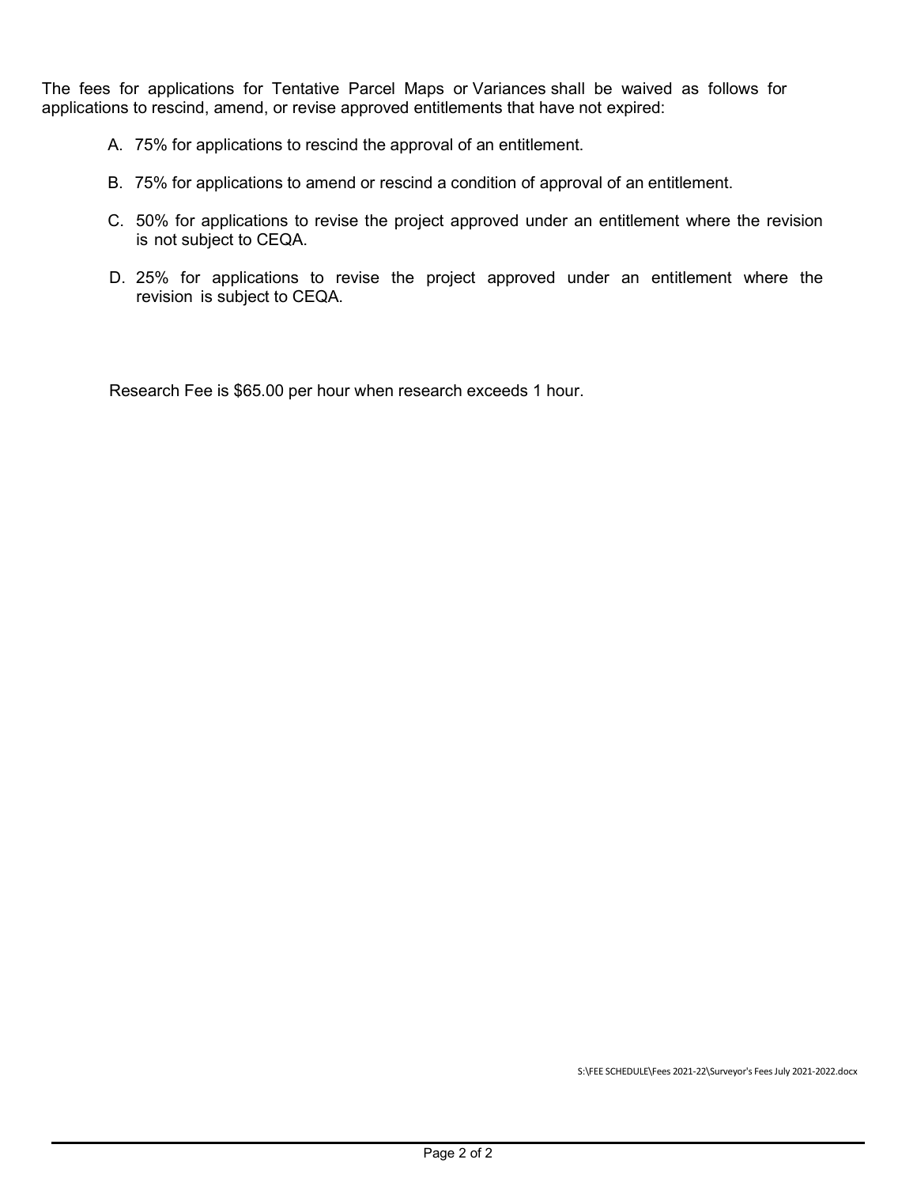The fees for applications for Tentative Parcel Maps or Variances shall be waived as follows for applications to rescind, amend, or revise approved entitlements that have not expired:

A. 75% for applications to rescind the approval of an entitlement.

B. 75% for applications to amend or rescind a condition of approval of an entitlement.

C. 50% for applications to revise the project approved under an entitlement where the revision is not subject to CEQA.

D. 25% for applications to revise the project approved under an entitlement where the revision is subject to CEQA.

Research Fee is $65.00 per hour when research exceeds 1 hour.

S:\FEE SCHEDULE\Fees 2021-22\Surveyor's Fees July 2021-2022.docx